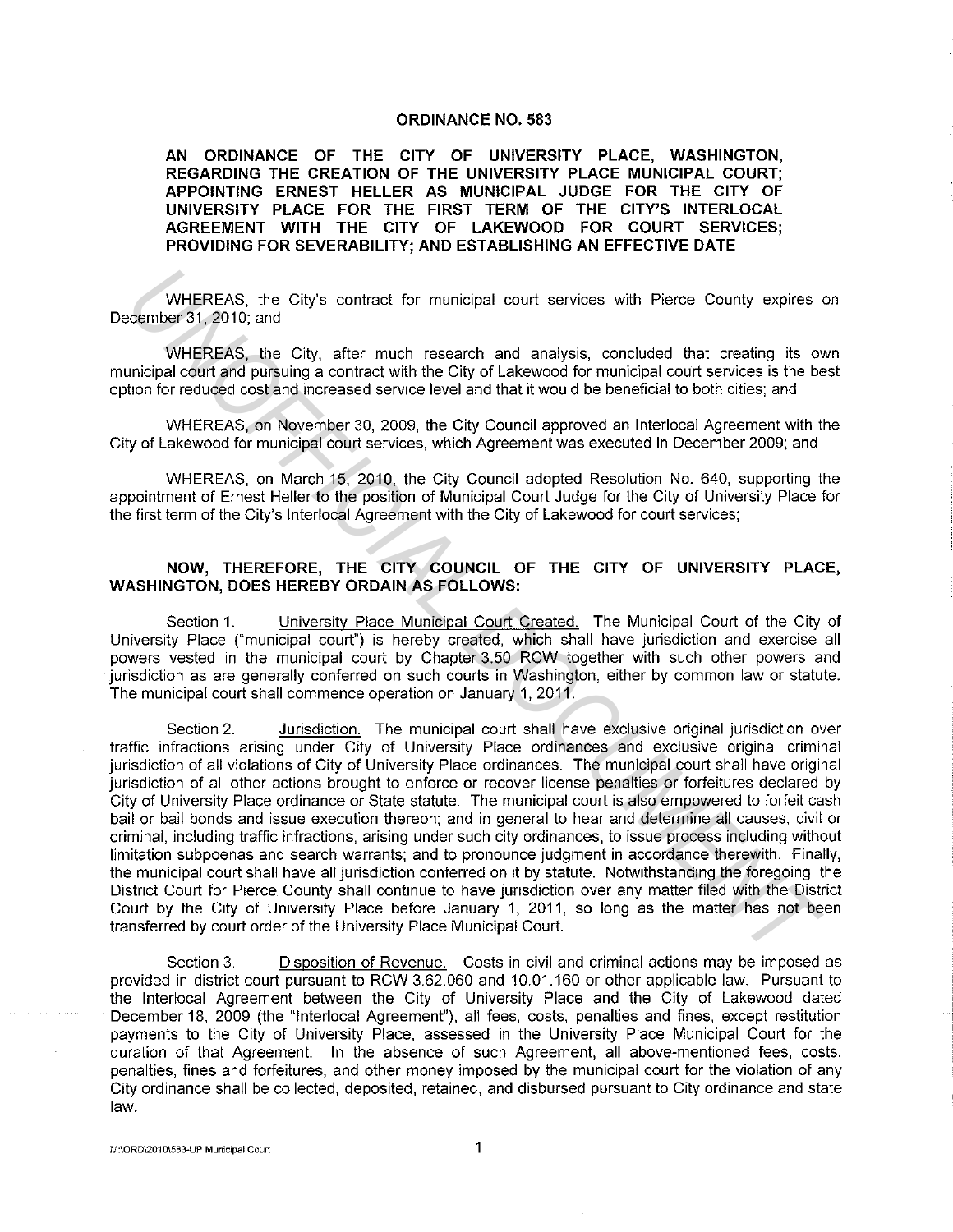# ORDINANCE NO. 583

**AN ORDINANCE OF THE CITY OF UNIVERSITY PLACE, WASHINGTON, REGARDING THE CREATION OF THE UNIVERSITY PLACE MUNICIPAL COURT; APPOINTING ERNEST HELLER AS MUNICIPAL JUDGE FOR THE CITY OF UNIVERSITY PLACE FOR THE FIRST TERM OF THE CITY'S INTERLOCAL AGREEMENT WITH THE CITY OF LAKEWOOD FOR COURT SERVICES; PROVIDING FOR SEVERABILITY; AND ESTABLISHING AN EFFECTIVE DATE**

WHEREAS, the City's contract for municipal court services with Pierce County expires on December 31, 2010; and

WHEREAS, the City, after much research and analysis, concluded that creating its own municipal court and pursuing a contract with the City of Lakewood for municipal court services is the best option for reduced cost and increased service level and that it would be beneficial to both cities; and

WHEREAS, on November 30, 2009, the City Council approved an Interlocal Agreement with the City of Lakewood for municipal court services, which Agreement was executed in December 2009; and

WHEREAS, on March 15, 2010, the City Council adopted Resolution No. 640, supporting the appointment of Ernest Heller to the position of Municipal Court Judge for the City of University Place for the first term of the City's Interlocal Agreement with the City of Lakewood for court services;

**NOW, THEREFORE, THE CITY COUNCIL OF THE CITY OF UNIVERSITY PLACE, WASHINGTON, DOES HEREBY ORDAIN AS FOLLOWS:**

Section 1. University Place Municipal Court Created. The Municipal Court of the City of University Place ("municipal court") is hereby created, which shall have jurisdiction and exercise all powers vested in the municipal court by Chapter 3.50 RCW together with such other powers and jurisdiction as are generally conferred on such courts in Washington, either by common law or statute. The municipal court shall commence operation on January 1, 2011.

Section 2. Jurisdiction. The municipal court shall have exclusive original jurisdiction over traffic infractions arising under City of University Place ordinances and exclusive original criminal jurisdiction of all violations of City of University Place ordinances. The municipal court shall have original jurisdiction of all other actions brought to enforce or recover license penalties or forfeitures declared by City of University Place ordinance or State statute. The municipal court is also empowered to forfeit cash bail or bail bonds and issue execution thereon; and in general to hear and determine all causes, civil or criminal, including traffic infractions, arising under such city ordinances, to issue process including without limitation subpoenas and search warrants; and to pronounce judgment in accordance therewith. Finally, the municipal court shall have all jurisdiction conferred on it by statute. Notwithstanding the foregoing, the District Court for Pierce County shall continue to have jurisdiction over any matter filed with the District Court by the City of University Place before January 1, 2011, so long as the matter has not been transferred by court order of the University Place Municipal Court.

Section 3. Disposition of Revenue. Costs in civil and criminal actions may be imposed as provided in district court pursuant to RCW 3.62.060 and 10.01.160 or other applicable law. Pursuant to the Interlocal Agreement between the City of University Place and the City of Lakewood dated December 18, 2009 (the "Interlocal Agreement"), all fees, costs, penalties and fines, except restitution payments to the City of University Place, assessed in the University Place Municipal Court for the duration of that Agreement. In the absence of such Agreement, all above-mentioned fees, costs, penalties, fines and forfeitures, and other money imposed by the municipal court for the violation of any City ordinance shall be collected, deposited, retained, and disbursed pursuant to City ordinance and state law.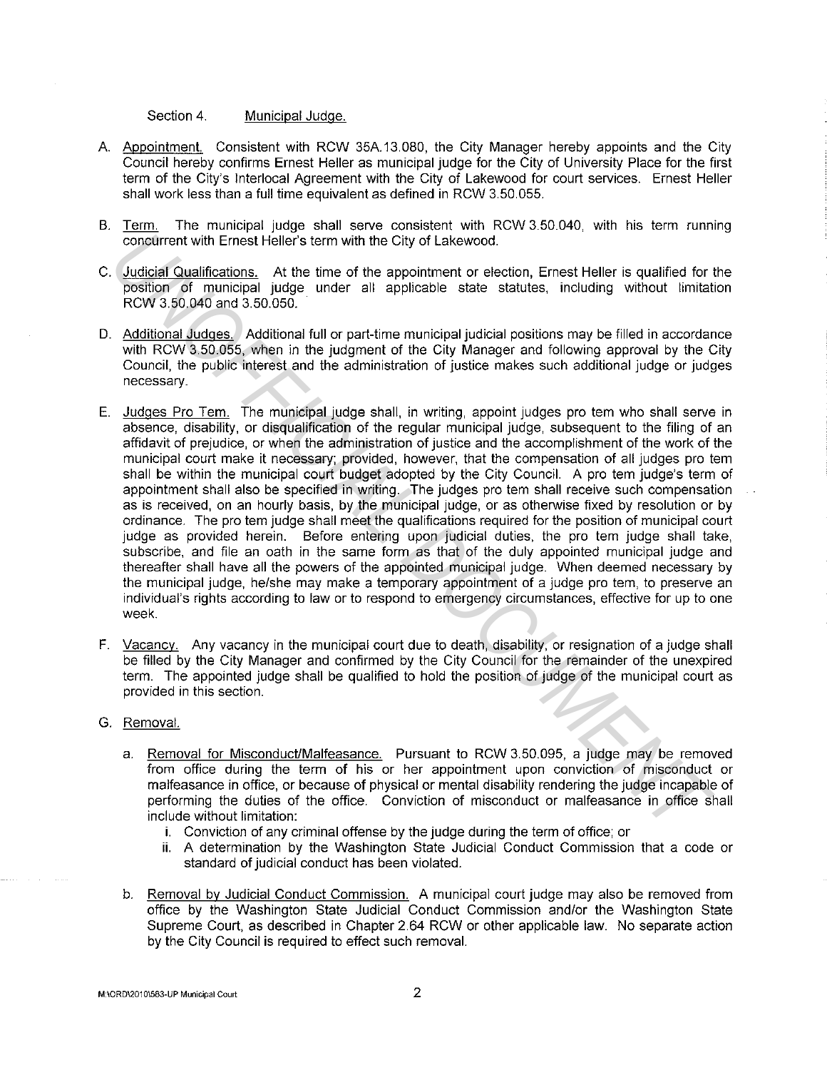Section 4. Municipal Judge.

A. Appointment. Consistent with RCW 35A.13.080, the City Manager hereby appoints and the City Council hereby confirms Ernest Heller as municipal judge for the City of University Place for the first term of the City's Interlocal Agreement with the City of Lakewood for court services. Ernest Heller shall work less than a full time equivalent as defined in RCW 3.50.055.

B. Term. The municipal judge shall serve consistent with RCW 3.50.040, with his term running concurrent with Ernest Heller's term with the City of Lakewood.

C. Judicial Qualifications. At the time of the appointment or election, Ernest Heller is qualified for the position of municipal judge under all applicable state statutes, including without limitation RCW 3.50.040 and 3.50.050.

D. Additional Judges. Additional full or part-time municipal judicial positions may be filled in accordance with RCW 3.50.055, when in the judgment of the City Manager and following approval by the City Council, the public interest and the administration of justice makes such additional judge or judges necessary.

E. Judges Pro Tem. The municipal judge shall, in writing, appoint judges pro tem who shall serve in absence, disability, or disqualification of the regular municipal judge, subsequent to the filing of an affidavit of prejudice, or when the administration of justice and the accomplishment of the work of the municipal court make it necessary; provided, however, that the compensation of all judges pro tem shall be within the municipal court budget adopted by the City Council. A pro tem judge's term of appointment shall also be specified in writing. The judges pro tem shall receive such compensation as is received, on an hourly basis, by the municipal judge, or as otherwise fixed by resolution or by ordinance. The pro tem judge shall meet the qualifications required for the position of municipal court judge as provided herein. Before entering upon judicial duties, the pro tem judge shall take, subscribe, and file an oath in the same form as that of the duly appointed municipal judge and thereafter shall have all the powers of the appointed municipal judge. When deemed necessary by the municipal judge, he/she may make a temporary appointment of a judge pro tem, to preserve an individual's rights according to law or to respond to emergency circumstances, effective for up to one week.

F. Vacancy. Any vacancy in the municipal court due to death, disability, or resignation of a judge shall be filled by the City Manager and confirmed by the City Council for the remainder of the unexpired term. The appointed judge shall be qualified to hold the position of judge of the municipal court as provided in this section.

G. Removal.

   a. Removal for Misconduct/Malfeasance. Pursuant to RCW 3.50.095, a judge may be removed from office during the term of his or her appointment upon conviction of misconduct or malfeasance in office, or because of physical or mental disability rendering the judge incapable of performing the duties of the office. Conviction of misconduct or malfeasance in office shall include without limitation:
      i. Conviction of any criminal offense by the judge during the term of office; or
      ii. A determination by the Washington State Judicial Conduct Commission that a code or standard of judicial conduct has been violated.

   b. Removal by Judicial Conduct Commission. A municipal court judge may also be removed from office by the Washington State Judicial Conduct Commission and/or the Washington State Supreme Court, as described in Chapter 2.64 RCW or other applicable law. No separate action by the City Council is required to effect such removal.

M:\ORD\2010\583-UP Municipal Court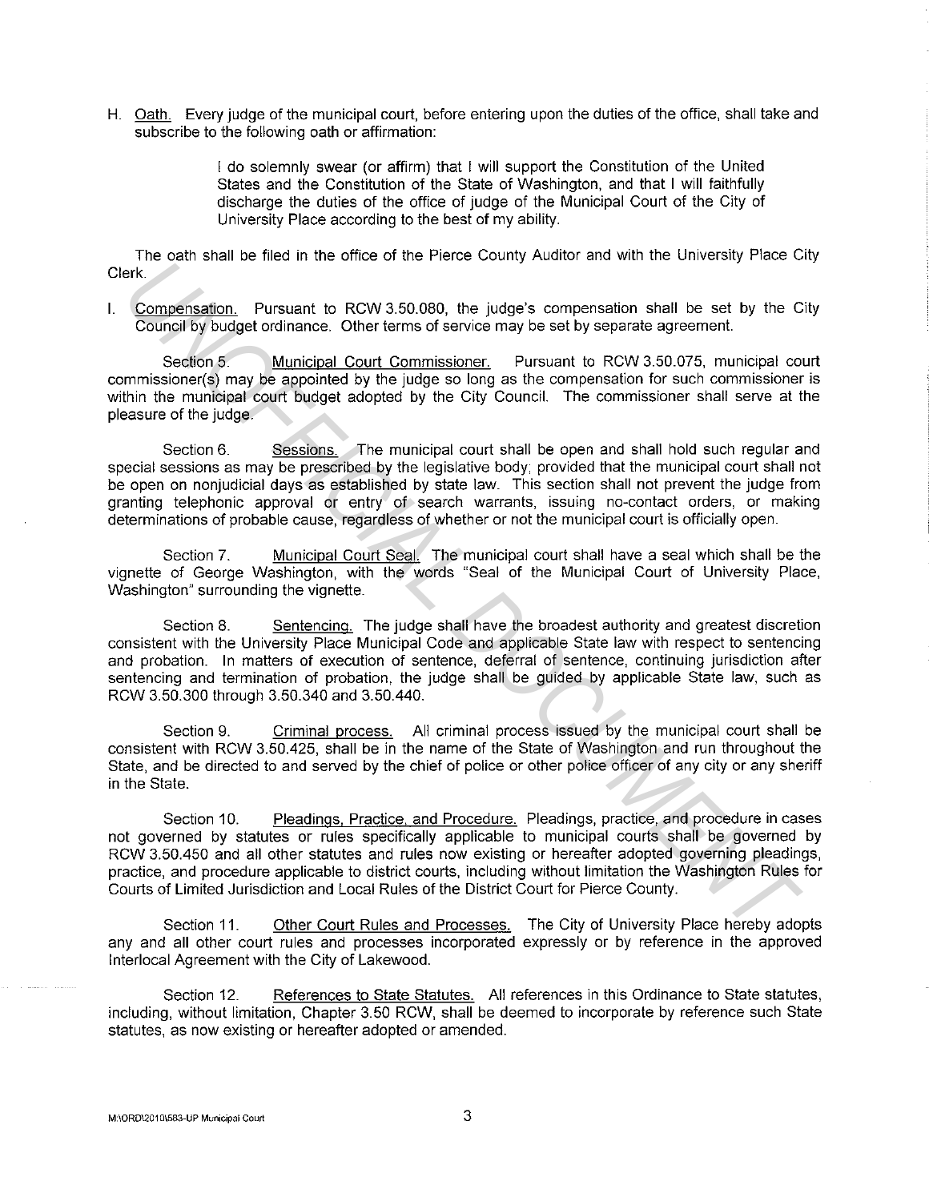H. <u>Oath.</u> Every judge of the municipal court, before entering upon the duties of the office, shall take and subscribe to the following oath or affirmation:

> I do solemnly swear (or affirm) that I will support the Constitution of the United States and the Constitution of the State of Washington, and that I will faithfully discharge the duties of the office of judge of the Municipal Court of the City of University Place according to the best of my ability.

The oath shall be filed in the office of the Pierce County Auditor and with the University Place City Clerk.

I. <u>Compensation.</u> Pursuant to RCW 3.50.080, the judge's compensation shall be set by the City Council by budget ordinance. Other terms of service may be set by separate agreement.

Section 5. <u>Municipal Court Commissioner.</u> Pursuant to RCW 3.50.075, municipal court commissioner(s) may be appointed by the judge so long as the compensation for such commissioner is within the municipal court budget adopted by the City Council. The commissioner shall serve at the pleasure of the judge.

Section 6. <u>Sessions.</u> The municipal court shall be open and shall hold such regular and special sessions as may be prescribed by the legislative body; provided that the municipal court shall not be open on nonjudicial days as established by state law. This section shall not prevent the judge from granting telephonic approval or entry of search warrants, issuing no-contact orders, or making determinations of probable cause, regardless of whether or not the municipal court is officially open.

Section 7. <u>Municipal Court Seal.</u> The municipal court shall have a seal which shall be the vignette of George Washington, with the words "Seal of the Municipal Court of University Place, Washington" surrounding the vignette.

Section 8. <u>Sentencing.</u> The judge shall have the broadest authority and greatest discretion consistent with the University Place Municipal Code and applicable State law with respect to sentencing and probation. In matters of execution of sentence, deferral of sentence, continuing jurisdiction after sentencing and termination of probation, the judge shall be guided by applicable State law, such as RCW 3.50.300 through 3.50.340 and 3.50.440.

Section 9. <u>Criminal process.</u> All criminal process issued by the municipal court shall be consistent with RCW 3.50.425, shall be in the name of the State of Washington and run throughout the State, and be directed to and served by the chief of police or other police officer of any city or any sheriff in the State.

Section 10. <u>Pleadings, Practice, and Procedure.</u> Pleadings, practice, and procedure in cases not governed by statutes or rules specifically applicable to municipal courts shall be governed by RCW 3.50.450 and all other statutes and rules now existing or hereafter adopted governing pleadings, practice, and procedure applicable to district courts, including without limitation the Washington Rules for Courts of Limited Jurisdiction and Local Rules of the District Court for Pierce County.

Section 11. <u>Other Court Rules and Processes.</u> The City of University Place hereby adopts any and all other court rules and processes incorporated expressly or by reference in the approved Interlocal Agreement with the City of Lakewood.

Section 12. <u>References to State Statutes.</u> All references in this Ordinance to State statutes, including, without limitation, Chapter 3.50 RCW, shall be deemed to incorporate by reference such State statutes, as now existing or hereafter adopted or amended.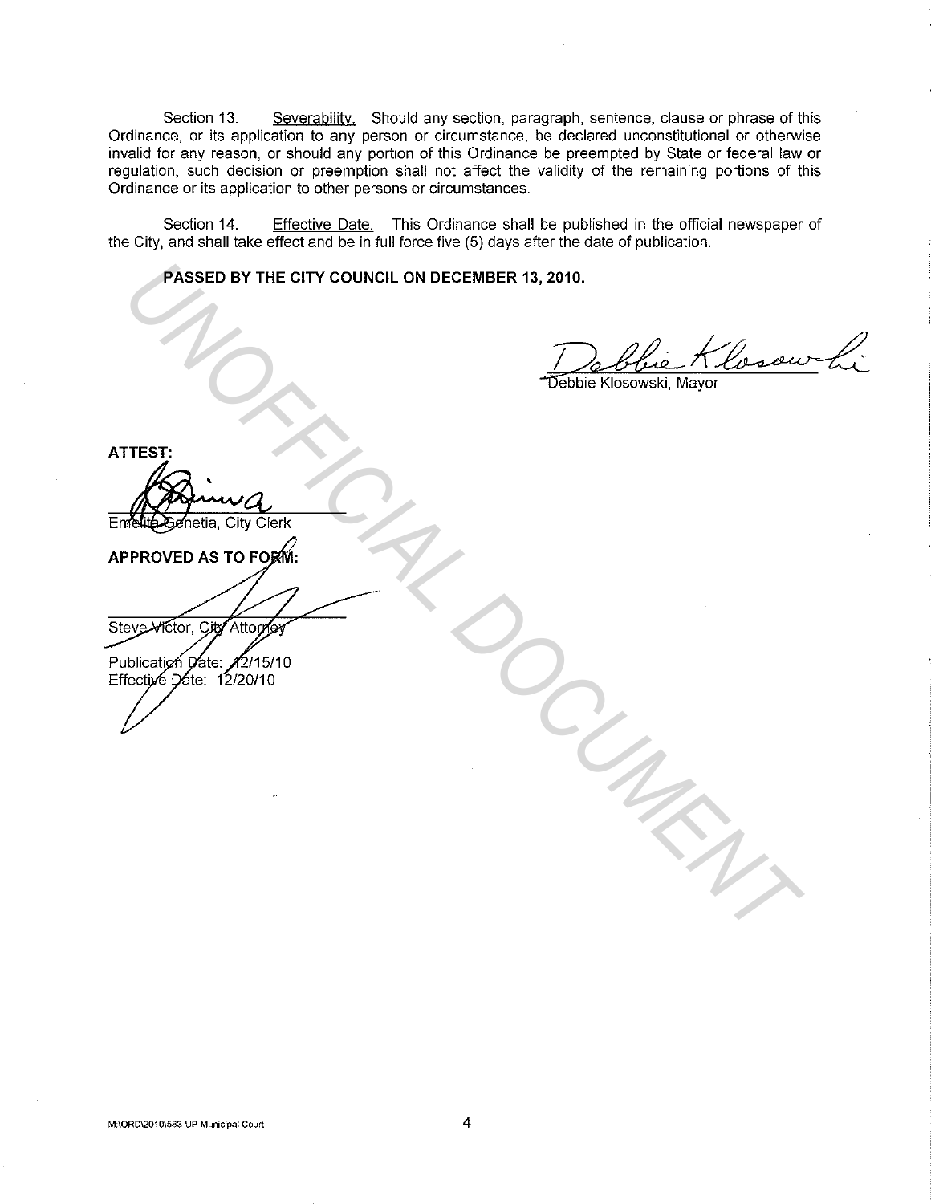Section 13. Severability. Should any section, paragraph, sentence, clause or phrase of this Ordinance, or its application to any person or circumstance, be declared unconstitutional or otherwise invalid for any reason, or should any portion of this Ordinance be preempted by State or federal law or regulation, such decision or preemption shall not affect the validity of the remaining portions of this Ordinance or its application to other persons or circumstances.

Section 14. Effective Date. This Ordinance shall be published in the official newspaper of the City, and shall take effect and be in full force five (5) days after the date of publication.

**PASSED BY THE CITY COUNCIL ON DECEMBER 13, 2010.**

Debbie Klosowski

Debbie Klosowski, Mayor

**ATTEST:**

Emelita Genetia, City Clerk

**APPROVED AS TO FORM:**

Steve Victor, City Attorney

Publication Date: 12/15/10
Effective Date: 12/20/10

UNOFFICIAL DOCUMENT

M:\ORD\2010\583-UP Municipal Court